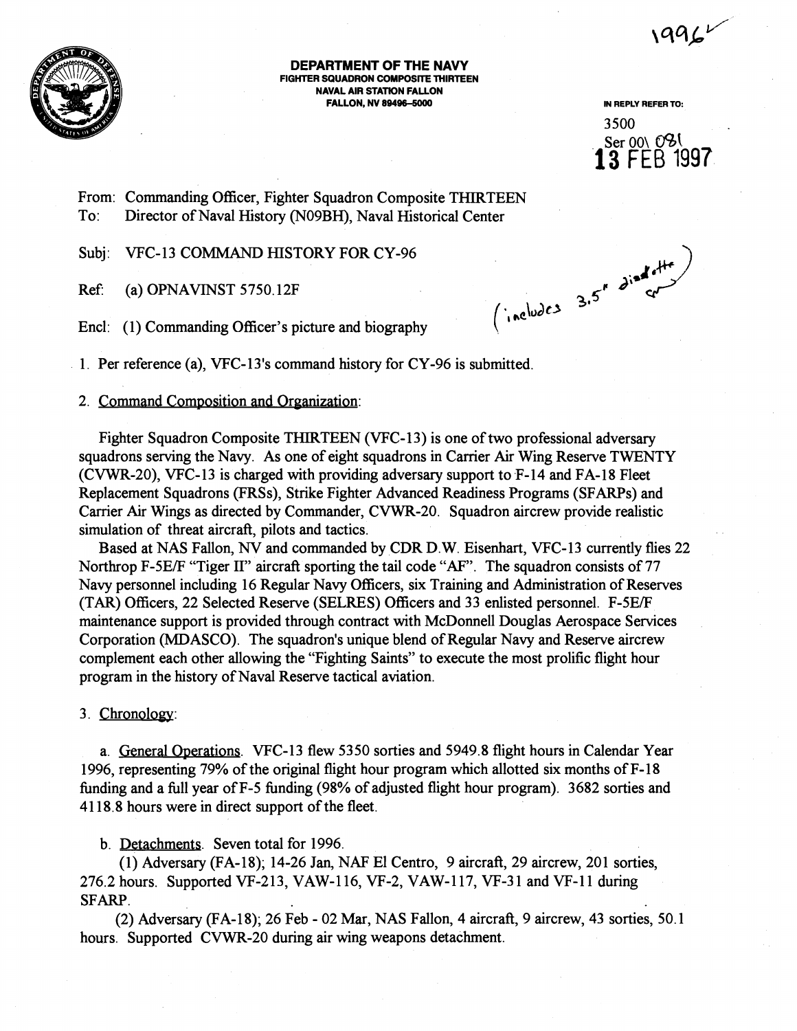1996

**DEPARTMENT OF THE NAVY**
**FIGHTER SQUADRON COMPOSITE THIRTEEN**
**NAVAL AIR STATION FALLON**
**FALLON, NV 89496-5000**

IN REPLY REFER TO:
3500
Ser 00\ 081
**13 FEB 1997**

From: Commanding Officer, Fighter Squadron Composite THIRTEEN
To: Director of Naval History (N09BH), Naval Historical Center

Subj: VFC-13 COMMAND HISTORY FOR CY-96

Ref: (a) OPNAVINST 5750.12F

Encl: (1) Commanding Officer's picture and biography

(includes 3.5" diskette)

1. Per reference (a), VFC-13's command history for CY-96 is submitted.

2. Command Composition and Organization:

Fighter Squadron Composite THIRTEEN (VFC-13) is one of two professional adversary squadrons serving the Navy. As one of eight squadrons in Carrier Air Wing Reserve TWENTY (CVWR-20), VFC-13 is charged with providing adversary support to F-14 and FA-18 Fleet Replacement Squadrons (FRSs), Strike Fighter Advanced Readiness Programs (SFARPs) and Carrier Air Wings as directed by Commander, CVWR-20. Squadron aircrew provide realistic simulation of threat aircraft, pilots and tactics.

Based at NAS Fallon, NV and commanded by CDR D.W. Eisenhart, VFC-13 currently flies 22 Northrop F-5E/F "Tiger II" aircraft sporting the tail code "AF". The squadron consists of 77 Navy personnel including 16 Regular Navy Officers, six Training and Administration of Reserves (TAR) Officers, 22 Selected Reserve (SELRES) Officers and 33 enlisted personnel. F-5E/F maintenance support is provided through contract with McDonnell Douglas Aerospace Services Corporation (MDASCO). The squadron's unique blend of Regular Navy and Reserve aircrew complement each other allowing the "Fighting Saints" to execute the most prolific flight hour program in the history of Naval Reserve tactical aviation.

3. Chronology:

a. General Operations. VFC-13 flew 5350 sorties and 5949.8 flight hours in Calendar Year 1996, representing 79% of the original flight hour program which allotted six months of F-18 funding and a full year of F-5 funding (98% of adjusted flight hour program). 3682 sorties and 4118.8 hours were in direct support of the fleet.

b. Detachments. Seven total for 1996.

(1) Adversary (FA-18); 14-26 Jan, NAF El Centro, 9 aircraft, 29 aircrew, 201 sorties, 276.2 hours. Supported VF-213, VAW-116, VF-2, VAW-117, VF-31 and VF-11 during SFARP.

(2) Adversary (FA-18); 26 Feb - 02 Mar, NAS Fallon, 4 aircraft, 9 aircrew, 43 sorties, 50.1 hours. Supported CVWR-20 during air wing weapons detachment.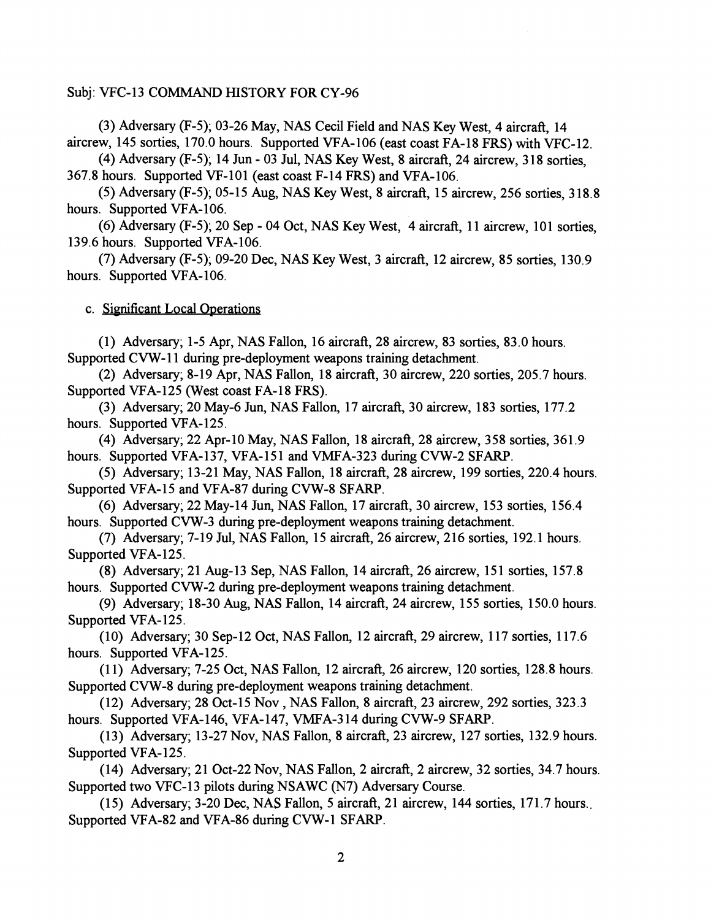Subj: VFC-13 COMMAND HISTORY FOR CY-96

(3) Adversary (F-5); 03-26 May, NAS Cecil Field and NAS Key West, 4 aircraft, 14 aircrew, 145 sorties, 170.0 hours. Supported VFA-106 (east coast FA-18 FRS) with VFC-12.

(4) Adversary (F-5); 14 Jun - 03 Jul, NAS Key West, 8 aircraft, 24 aircrew, 318 sorties, 367.8 hours. Supported VF-101 (east coast F-14 FRS) and VFA-106.

(5) Adversary (F-5); 05-15 Aug, NAS Key West, 8 aircraft, 15 aircrew, 256 sorties, 318.8 hours. Supported VFA-106.

(6) Adversary (F-5); 20 Sep - 04 Oct, NAS Key West, 4 aircraft, 11 aircrew, 101 sorties, 139.6 hours. Supported VFA-106.

(7) Adversary (F-5); 09-20 Dec, NAS Key West, 3 aircraft, 12 aircrew, 85 sorties, 130.9 hours. Supported VFA-106.

c. Significant Local Operations

(1) Adversary; 1-5 Apr, NAS Fallon, 16 aircraft, 28 aircrew, 83 sorties, 83.0 hours. Supported CVW-11 during pre-deployment weapons training detachment.

(2) Adversary; 8-19 Apr, NAS Fallon, 18 aircraft, 30 aircrew, 220 sorties, 205.7 hours. Supported VFA-125 (West coast FA-18 FRS).

(3) Adversary; 20 May-6 Jun, NAS Fallon, 17 aircraft, 30 aircrew, 183 sorties, 177.2 hours. Supported VFA-125.

(4) Adversary; 22 Apr-10 May, NAS Fallon, 18 aircraft, 28 aircrew, 358 sorties, 361.9 hours. Supported VFA-137, VFA-151 and VMFA-323 during CVW-2 SFARP.

(5) Adversary; 13-21 May, NAS Fallon, 18 aircraft, 28 aircrew, 199 sorties, 220.4 hours. Supported VFA-15 and VFA-87 during CVW-8 SFARP.

(6) Adversary; 22 May-14 Jun, NAS Fallon, 17 aircraft, 30 aircrew, 153 sorties, 156.4 hours. Supported CVW-3 during pre-deployment weapons training detachment.

(7) Adversary; 7-19 Jul, NAS Fallon, 15 aircraft, 26 aircrew, 216 sorties, 192.1 hours. Supported VFA-125.

(8) Adversary; 21 Aug-13 Sep, NAS Fallon, 14 aircraft, 26 aircrew, 151 sorties, 157.8 hours. Supported CVW-2 during pre-deployment weapons training detachment.

(9) Adversary; 18-30 Aug, NAS Fallon, 14 aircraft, 24 aircrew, 155 sorties, 150.0 hours. Supported VFA-125.

(10) Adversary; 30 Sep-12 Oct, NAS Fallon, 12 aircraft, 29 aircrew, 117 sorties, 117.6 hours. Supported VFA-125.

(11) Adversary; 7-25 Oct, NAS Fallon, 12 aircraft, 26 aircrew, 120 sorties, 128.8 hours. Supported CVW-8 during pre-deployment weapons training detachment.

(12) Adversary; 28 Oct-15 Nov , NAS Fallon, 8 aircraft, 23 aircrew, 292 sorties, 323.3 hours. Supported VFA-146, VFA-147, VMFA-314 during CVW-9 SFARP.

(13) Adversary; 13-27 Nov, NAS Fallon, 8 aircraft, 23 aircrew, 127 sorties, 132.9 hours. Supported VFA-125.

(14) Adversary; 21 Oct-22 Nov, NAS Fallon, 2 aircraft, 2 aircrew, 32 sorties, 34.7 hours. Supported two VFC-13 pilots during NSAWC (N7) Adversary Course.

(15) Adversary; 3-20 Dec, NAS Fallon, 5 aircraft, 21 aircrew, 144 sorties, 171.7 hours.. Supported VFA-82 and VFA-86 during CVW-1 SFARP.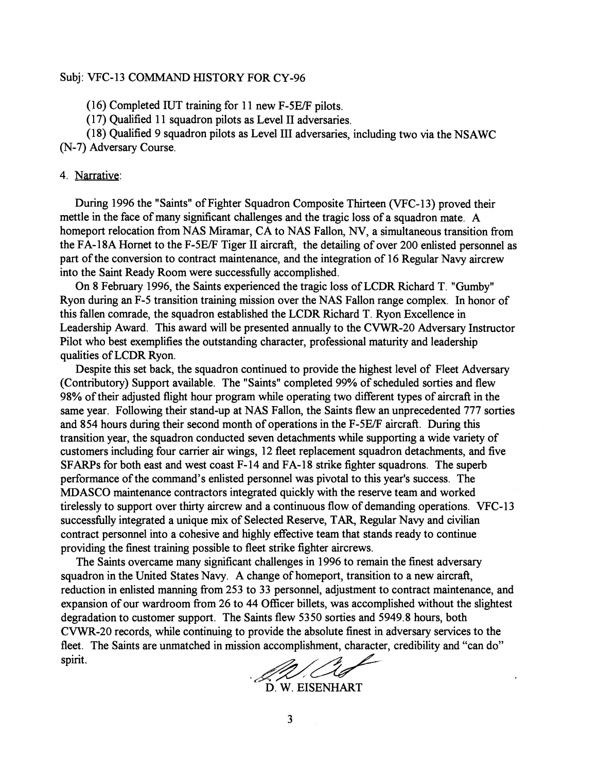Subj: VFC-13 COMMAND HISTORY FOR CY-96

(16) Completed IUT training for 11 new F-5E/F pilots.

(17) Qualified 11 squadron pilots as Level II adversaries.

(18) Qualified 9 squadron pilots as Level III adversaries, including two via the NSAWC (N-7) Adversary Course.

4. Narrative:

During 1996 the "Saints" of Fighter Squadron Composite Thirteen (VFC-13) proved their mettle in the face of many significant challenges and the tragic loss of a squadron mate. A homeport relocation from NAS Miramar, CA to NAS Fallon, NV, a simultaneous transition from the FA-18A Hornet to the F-5E/F Tiger II aircraft, the detailing of over 200 enlisted personnel as part of the conversion to contract maintenance, and the integration of 16 Regular Navy aircrew into the Saint Ready Room were successfully accomplished.

On 8 February 1996, the Saints experienced the tragic loss of LCDR Richard T. "Gumby" Ryon during an F-5 transition training mission over the NAS Fallon range complex. In honor of this fallen comrade, the squadron established the LCDR Richard T. Ryon Excellence in Leadership Award. This award will be presented annually to the CVWR-20 Adversary Instructor Pilot who best exemplifies the outstanding character, professional maturity and leadership qualities of LCDR Ryon.

Despite this set back, the squadron continued to provide the highest level of Fleet Adversary (Contributory) Support available. The "Saints" completed 99% of scheduled sorties and flew 98% of their adjusted flight hour program while operating two different types of aircraft in the same year. Following their stand-up at NAS Fallon, the Saints flew an unprecedented 777 sorties and 854 hours during their second month of operations in the F-5E/F aircraft. During this transition year, the squadron conducted seven detachments while supporting a wide variety of customers including four carrier air wings, 12 fleet replacement squadron detachments, and five SFARPs for both east and west coast F-14 and FA-18 strike fighter squadrons. The superb performance of the command's enlisted personnel was pivotal to this year's success. The MDASCO maintenance contractors integrated quickly with the reserve team and worked tirelessly to support over thirty aircrew and a continuous flow of demanding operations. VFC-13 successfully integrated a unique mix of Selected Reserve, TAR, Regular Navy and civilian contract personnel into a cohesive and highly effective team that stands ready to continue providing the finest training possible to fleet strike fighter aircrews.

The Saints overcame many significant challenges in 1996 to remain the finest adversary squadron in the United States Navy. A change of homeport, transition to a new aircraft, reduction in enlisted manning from 253 to 33 personnel, adjustment to contract maintenance, and expansion of our wardroom from 26 to 44 Officer billets, was accomplished without the slightest degradation to customer support. The Saints flew 5350 sorties and 5949.8 hours, both CVWR-20 records, while continuing to provide the absolute finest in adversary services to the fleet. The Saints are unmatched in mission accomplishment, character, credibility and "can do" spirit.

D. W. EISENHART